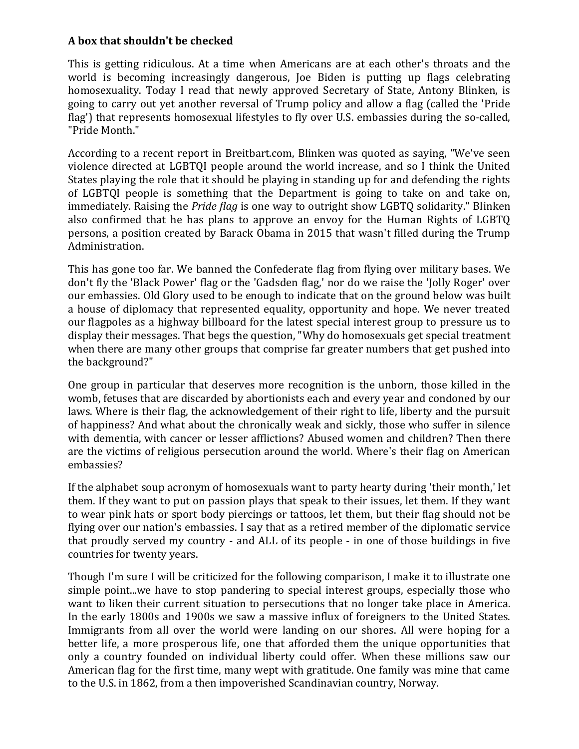**A box that shouldn't be checked**

This is getting ridiculous. At a time when Americans are at each other's throats and the world is becoming increasingly dangerous, Joe Biden is putting up flags celebrating homosexuality. Today I read that newly approved Secretary of State, Antony Blinken, is going to carry out yet another reversal of Trump policy and allow a flag (called the 'Pride flag') that represents homosexual lifestyles to fly over U.S. embassies during the so-called, "Pride Month."

According to a recent report in Breitbart.com, Blinken was quoted as saying, "We've seen violence directed at LGBTQI people around the world increase, and so I think the United States playing the role that it should be playing in standing up for and defending the rights of LGBTQI people is something that the Department is going to take on and take on, immediately. Raising the *Pride flag* is one way to outright show LGBTQ solidarity." Blinken also confirmed that he has plans to approve an envoy for the Human Rights of LGBTQ persons, a position created by Barack Obama in 2015 that wasn't filled during the Trump Administration.

This has gone too far. We banned the Confederate flag from flying over military bases. We don't fly the 'Black Power' flag or the 'Gadsden flag,' nor do we raise the 'Jolly Roger' over our embassies. Old Glory used to be enough to indicate that on the ground below was built a house of diplomacy that represented equality, opportunity and hope. We never treated our flagpoles as a highway billboard for the latest special interest group to pressure us to display their messages. That begs the question, "Why do homosexuals get special treatment when there are many other groups that comprise far greater numbers that get pushed into the background?"

One group in particular that deserves more recognition is the unborn, those killed in the womb, fetuses that are discarded by abortionists each and every year and condoned by our laws. Where is their flag, the acknowledgement of their right to life, liberty and the pursuit of happiness? And what about the chronically weak and sickly, those who suffer in silence with dementia, with cancer or lesser afflictions? Abused women and children? Then there are the victims of religious persecution around the world. Where's their flag on American embassies?

If the alphabet soup acronym of homosexuals want to party hearty during 'their month,' let them. If they want to put on passion plays that speak to their issues, let them. If they want to wear pink hats or sport body piercings or tattoos, let them, but their flag should not be flying over our nation's embassies. I say that as a retired member of the diplomatic service that proudly served my country - and ALL of its people - in one of those buildings in five countries for twenty years.

Though I'm sure I will be criticized for the following comparison, I make it to illustrate one simple point...we have to stop pandering to special interest groups, especially those who want to liken their current situation to persecutions that no longer take place in America. In the early 1800s and 1900s we saw a massive influx of foreigners to the United States. Immigrants from all over the world were landing on our shores. All were hoping for a better life, a more prosperous life, one that afforded them the unique opportunities that only a country founded on individual liberty could offer. When these millions saw our American flag for the first time, many wept with gratitude. One family was mine that came to the U.S. in 1862, from a then impoverished Scandinavian country, Norway.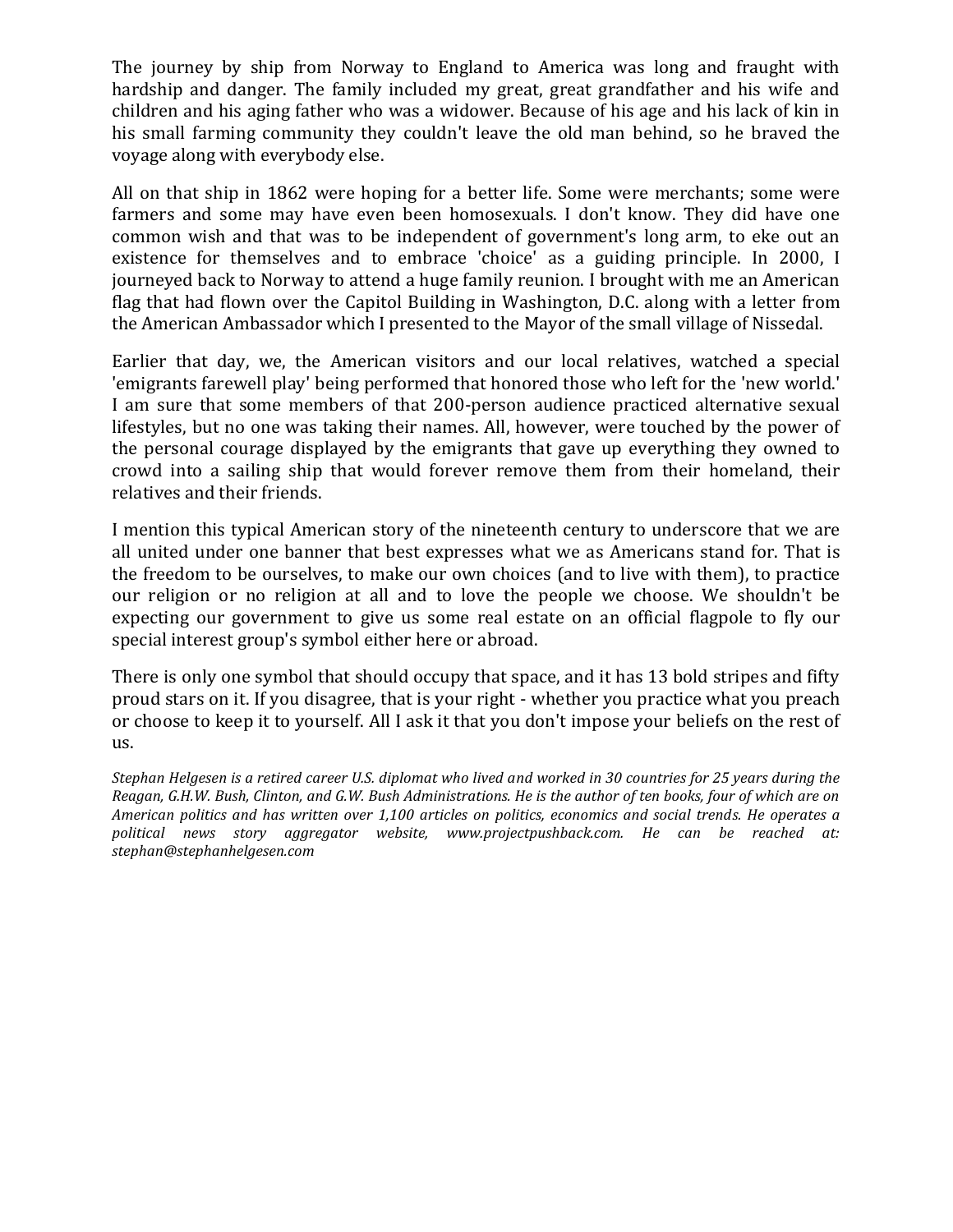The journey by ship from Norway to England to America was long and fraught with hardship and danger. The family included my great, great grandfather and his wife and children and his aging father who was a widower. Because of his age and his lack of kin in his small farming community they couldn't leave the old man behind, so he braved the voyage along with everybody else.

All on that ship in 1862 were hoping for a better life. Some were merchants; some were farmers and some may have even been homosexuals. I don't know. They did have one common wish and that was to be independent of government's long arm, to eke out an existence for themselves and to embrace 'choice' as a guiding principle. In 2000, I journeyed back to Norway to attend a huge family reunion. I brought with me an American flag that had flown over the Capitol Building in Washington, D.C. along with a letter from the American Ambassador which I presented to the Mayor of the small village of Nissedal.

Earlier that day, we, the American visitors and our local relatives, watched a special 'emigrants farewell play' being performed that honored those who left for the 'new world.' I am sure that some members of that 200-person audience practiced alternative sexual lifestyles, but no one was taking their names. All, however, were touched by the power of the personal courage displayed by the emigrants that gave up everything they owned to crowd into a sailing ship that would forever remove them from their homeland, their relatives and their friends.

I mention this typical American story of the nineteenth century to underscore that we are all united under one banner that best expresses what we as Americans stand for. That is the freedom to be ourselves, to make our own choices (and to live with them), to practice our religion or no religion at all and to love the people we choose. We shouldn't be expecting our government to give us some real estate on an official flagpole to fly our special interest group's symbol either here or abroad.

There is only one symbol that should occupy that space, and it has 13 bold stripes and fifty proud stars on it. If you disagree, that is your right - whether you practice what you preach or choose to keep it to yourself. All I ask it that you don't impose your beliefs on the rest of us.

*Stephan Helgesen is a retired career U.S. diplomat who lived and worked in 30 countries for 25 years during the Reagan, G.H.W. Bush, Clinton, and G.W. Bush Administrations. He is the author of ten books, four of which are on American politics and has written over 1,100 articles on politics, economics and social trends. He operates a political news story aggregator website, www.projectpushback.com. He can be reached at: stephan@stephanhelgesen.com*